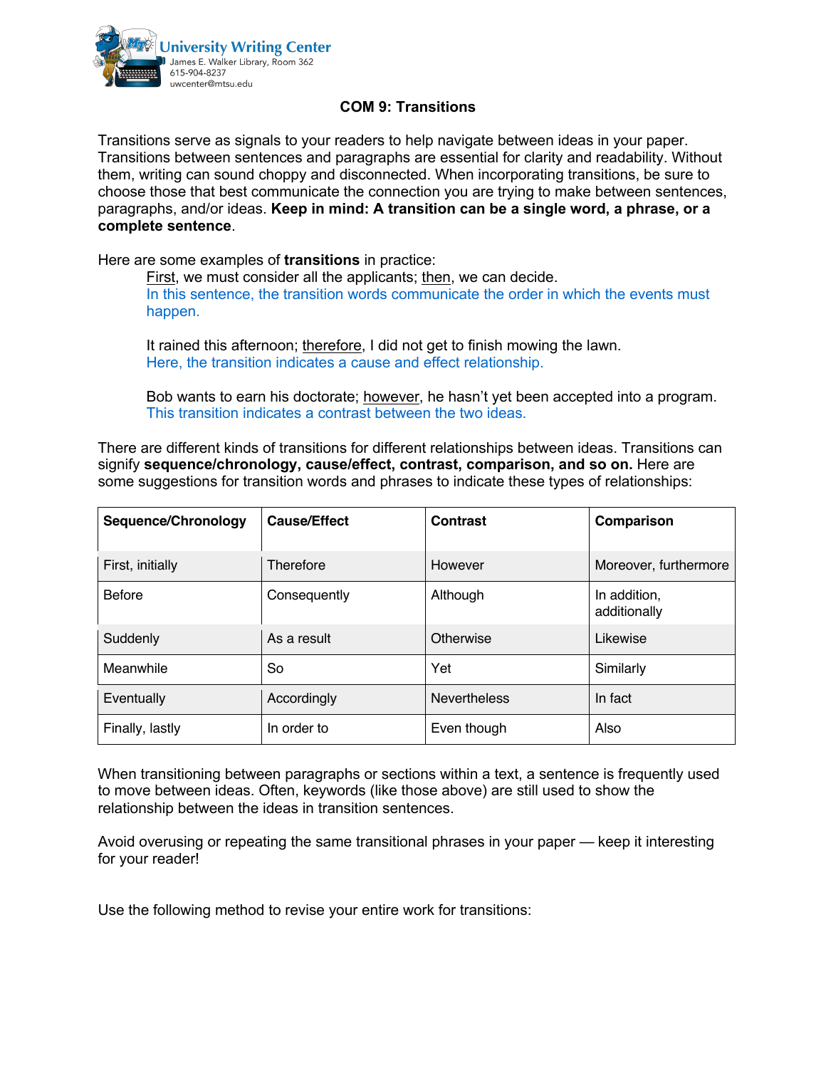University Writing Center
James E. Walker Library, Room 362
615-904-8237
uwcenter@mtsu.edu

# COM 9: Transitions

Transitions serve as signals to your readers to help navigate between ideas in your paper. Transitions between sentences and paragraphs are essential for clarity and readability. Without them, writing can sound choppy and disconnected. When incorporating transitions, be sure to choose those that best communicate the connection you are trying to make between sentences, paragraphs, and/or ideas. **Keep in mind: A transition can be a single word, a phrase, or a complete sentence**.

Here are some examples of **transitions** in practice:

> First, we must consider all the applicants; then, we can decide.
> In this sentence, the transition words communicate the order in which the events must happen.
>
> It rained this afternoon; therefore, I did not get to finish mowing the lawn.
> Here, the transition indicates a cause and effect relationship.
>
> Bob wants to earn his doctorate; however, he hasn't yet been accepted into a program.
> This transition indicates a contrast between the two ideas.

There are different kinds of transitions for different relationships between ideas. Transitions can signify **sequence/chronology, cause/effect, contrast, comparison, and so on.** Here are some suggestions for transition words and phrases to indicate these types of relationships:

| Sequence/Chronology | Cause/Effect | Contrast | Comparison |
|---|---|---|---|
| First, initially | Therefore | However | Moreover, furthermore |
| Before | Consequently | Although | In addition, additionally |
| Suddenly | As a result | Otherwise | Likewise |
| Meanwhile | So | Yet | Similarly |
| Eventually | Accordingly | Nevertheless | In fact |
| Finally, lastly | In order to | Even though | Also |

When transitioning between paragraphs or sections within a text, a sentence is frequently used to move between ideas. Often, keywords (like those above) are still used to show the relationship between the ideas in transition sentences.

Avoid overusing or repeating the same transitional phrases in your paper — keep it interesting for your reader!

Use the following method to revise your entire work for transitions: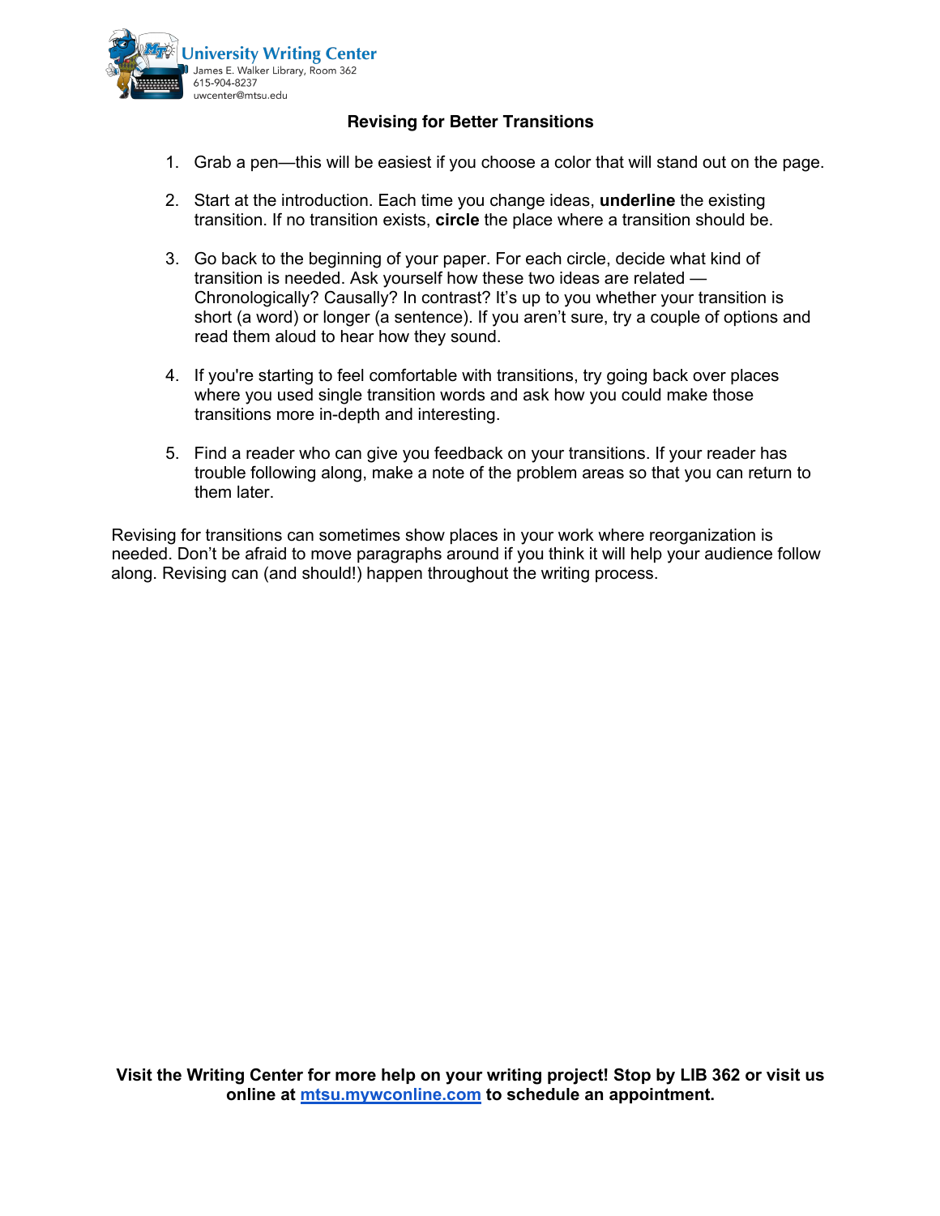**University Writing Center**
James E. Walker Library, Room 362
615-904-8237
uwcenter@mtsu.edu

## Revising for Better Transitions

1. Grab a pen—this will be easiest if you choose a color that will stand out on the page.

2. Start at the introduction. Each time you change ideas, **underline** the existing transition. If no transition exists, **circle** the place where a transition should be.

3. Go back to the beginning of your paper. For each circle, decide what kind of transition is needed. Ask yourself how these two ideas are related — Chronologically? Causally? In contrast? It's up to you whether your transition is short (a word) or longer (a sentence). If you aren't sure, try a couple of options and read them aloud to hear how they sound.

4. If you're starting to feel comfortable with transitions, try going back over places where you used single transition words and ask how you could make those transitions more in-depth and interesting.

5. Find a reader who can give you feedback on your transitions. If your reader has trouble following along, make a note of the problem areas so that you can return to them later.

Revising for transitions can sometimes show places in your work where reorganization is needed. Don't be afraid to move paragraphs around if you think it will help your audience follow along. Revising can (and should!) happen throughout the writing process.

**Visit the Writing Center for more help on your writing project! Stop by LIB 362 or visit us online at [mtsu.mywconline.com](https://mtsu.mywconline.com) to schedule an appointment.**